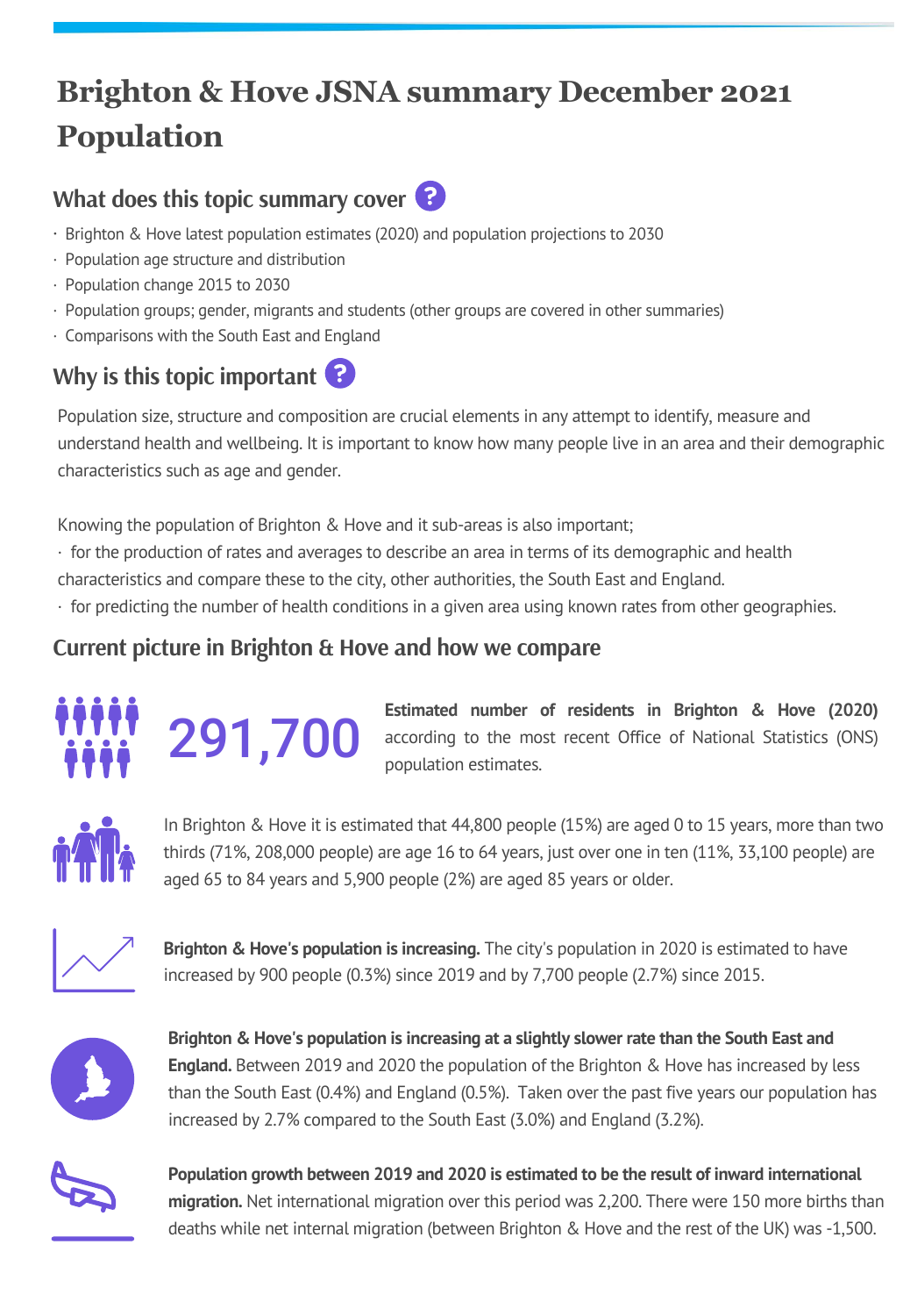# Brighton & Hove JSNA summary December 2021 Population

## What does this topic summary cover

- Brighton & Hove latest population estimates (2020) and population projections to 2030
- Population age structure and distribution
- Population change 2015 to 2030
- Population groups; gender, migrants and students (other groups are covered in other summaries)
- Comparisons with the South East and England

## Why is this topic important

Population size, structure and composition are crucial elements in any attempt to identify, measure and understand health and wellbeing. It is important to know how many people live in an area and their demographic characteristics such as age and gender.

Knowing the population of Brighton & Hove and it sub-areas is also important;

- for the production of rates and averages to describe an area in terms of its demographic and health characteristics and compare these to the city, other authorities, the South East and England.
- for predicting the number of health conditions in a given area using known rates from other geographies.

## Current picture in Brighton & Hove and how we compare

**291,700**

**Estimated number of residents in Brighton & Hove (2020)** according to the most recent Office of National Statistics (ONS) population estimates.

In Brighton & Hove it is estimated that 44,800 people (15%) are aged 0 to 15 years, more than two thirds (71%, 208,000 people) are age 16 to 64 years, just over one in ten (11%, 33,100 people) are aged 65 to 84 years and 5,900 people (2%) are aged 85 years or older.

**Brighton & Hove's population is increasing.** The city's population in 2020 is estimated to have increased by 900 people (0.3%) since 2019 and by 7,700 people (2.7%) since 2015.

**Brighton & Hove's population is increasing at a slightly slower rate than the South East and England.** Between 2019 and 2020 the population of the Brighton & Hove has increased by less than the South East (0.4%) and England (0.5%). Taken over the past five years our population has increased by 2.7% compared to the South East (3.0%) and England (3.2%).

**Population growth between 2019 and 2020 is estimated to be the result of inward international migration.** Net international migration over this period was 2,200. There were 150 more births than deaths while net internal migration (between Brighton & Hove and the rest of the UK) was -1,500.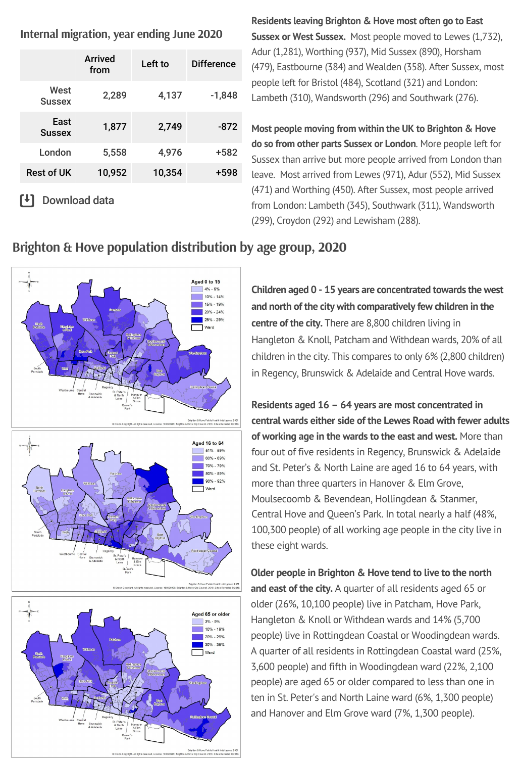## Internal migration, year ending June 2020

| | Arrived from | Left to | Difference |
|---|---|---|---|
| West Sussex | 2,289 | 4,137 | -1,848 |
| East Sussex | 1,877 | 2,749 | -872 |
| London | 5,558 | 4,976 | +582 |
| Rest of UK | 10,952 | 10,354 | +598 |

Download data

**Residents leaving Brighton & Hove most often go to East Sussex or West Sussex.** Most people moved to Lewes (1,732), Adur (1,281), Worthing (937), Mid Sussex (890), Horsham (479), Eastbourne (384) and Wealden (358). After Sussex, most people left for Bristol (484), Scotland (321) and London: Lambeth (310), Wandsworth (296) and Southwark (276).

**Most people moving from within the UK to Brighton & Hove do so from other parts Sussex or London**. More people left for Sussex than arrive but more people arrived from London than leave. Most arrived from Lewes (971), Adur (552), Mid Sussex (471) and Worthing (450). After Sussex, most people arrived from London: Lambeth (345), Southwark (311), Wandsworth (299), Croydon (292) and Lewisham (288).

## Brighton & Hove population distribution by age group, 2020

**Children aged 0 - 15 years are concentrated towards the west and north of the city with comparatively few children in the centre of the city.** There are 8,800 children living in Hangleton & Knoll, Patcham and Withdean wards, 20% of all children in the city. This compares to only 6% (2,800 children) in Regency, Brunswick & Adelaide and Central Hove wards.

**Residents aged 16 – 64 years are most concentrated in central wards either side of the Lewes Road with fewer adults of working age in the wards to the east and west.** More than four out of five residents in Regency, Brunswick & Adelaide and St. Peter's & North Laine are aged 16 to 64 years, with more than three quarters in Hanover & Elm Grove, Moulsecoomb & Bevendean, Hollingdean & Stanmer, Central Hove and Queen's Park. In total nearly a half (48%, 100,300 people) of all working age people in the city live in these eight wards.

**Older people in Brighton & Hove tend to live to the north and east of the city.** A quarter of all residents aged 65 or older (26%, 10,100 people) live in Patcham, Hove Park, Hangleton & Knoll or Withdean wards and 14% (5,700 people) live in Rottingdean Coastal or Woodingdean wards. A quarter of all residents in Rottingdean Coastal ward (25%, 3,600 people) and fifth in Woodingdean ward (22%, 2,100 people) are aged 65 or older compared to less than one in ten in St. Peter's and North Laine ward (6%, 1,300 people) and Hanover and Elm Grove ward (7%, 1,300 people).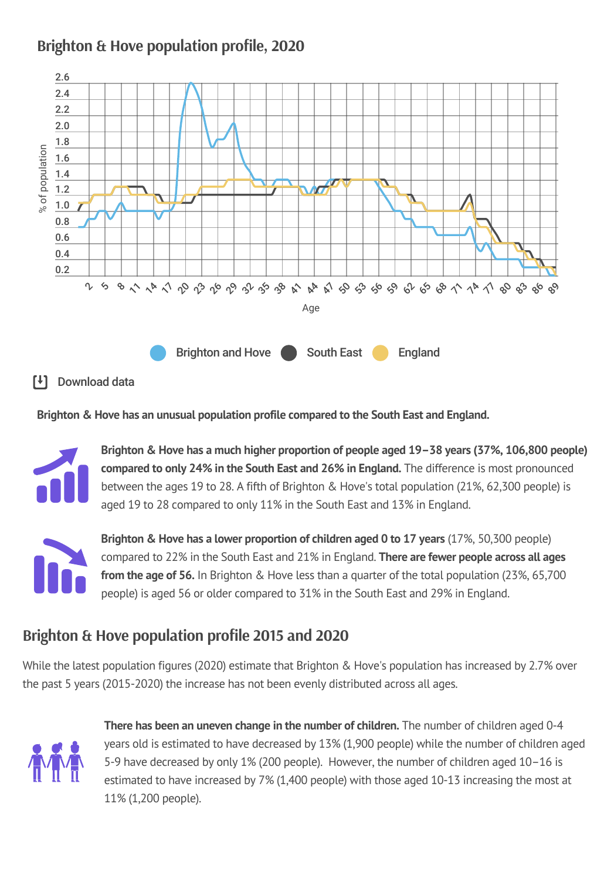## Brighton & Hove population profile, 2020

Brighton and Hove    South East    England

Download data

**Brighton & Hove has an unusual population profile compared to the South East and England.**

**Brighton & Hove has a much higher proportion of people aged 19–38 years (37%, 106,800 people) compared to only 24% in the South East and 26% in England.** The difference is most pronounced between the ages 19 to 28. A fifth of Brighton & Hove's total population (21%, 62,300 people) is aged 19 to 28 compared to only 11% in the South East and 13% in England.

**Brighton & Hove has a lower proportion of children aged 0 to 17 years** (17%, 50,300 people) compared to 22% in the South East and 21% in England. **There are fewer people across all ages from the age of 56.** In Brighton & Hove less than a quarter of the total population (23%, 65,700 people) is aged 56 or older compared to 31% in the South East and 29% in England.

## Brighton & Hove population profile 2015 and 2020

While the latest population figures (2020) estimate that Brighton & Hove's population has increased by 2.7% over the past 5 years (2015-2020) the increase has not been evenly distributed across all ages.

**There has been an uneven change in the number of children.** The number of children aged 0-4 years old is estimated to have decreased by 13% (1,900 people) while the number of children aged 5-9 have decreased by only 1% (200 people). However, the number of children aged 10–16 is estimated to have increased by 7% (1,400 people) with those aged 10-13 increasing the most at 11% (1,200 people).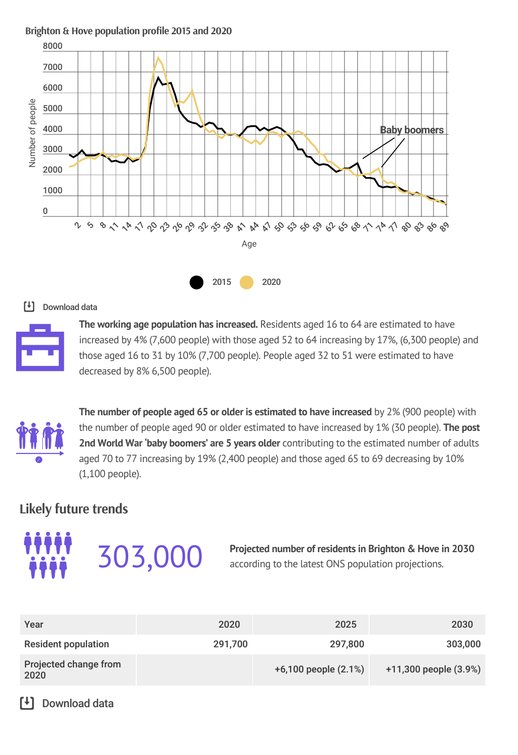Brighton & Hove population profile 2015 and 2020

Download data

**The working age population has increased.** Residents aged 16 to 64 are estimated to have increased by 4% (7,600 people) with those aged 52 to 64 increasing by 17%, (6,300 people) and those aged 16 to 31 by 10% (7,700 people). People aged 32 to 51 were estimated to have decreased by 8% 6,500 people).

**The number of people aged 65 or older is estimated to have increased** by 2% (900 people) with the number of people aged 90 or older estimated to have increased by 1% (30 people). **The post 2nd World War 'baby boomers' are 5 years older** contributing to the estimated number of adults aged 70 to 77 increasing by 19% (2,400 people) and those aged 65 to 69 decreasing by 10% (1,100 people).

## Likely future trends

303,000

**Projected number of residents in Brighton & Hove in 2030** according to the latest ONS population projections.

| Year | 2020 | 2025 | 2030 |
|---|---|---|---|
| Resident population | 291,700 | 297,800 | 303,000 |
| Projected change from 2020 | | +6,100 people (2.1%) | +11,300 people (3.9%) |

Download data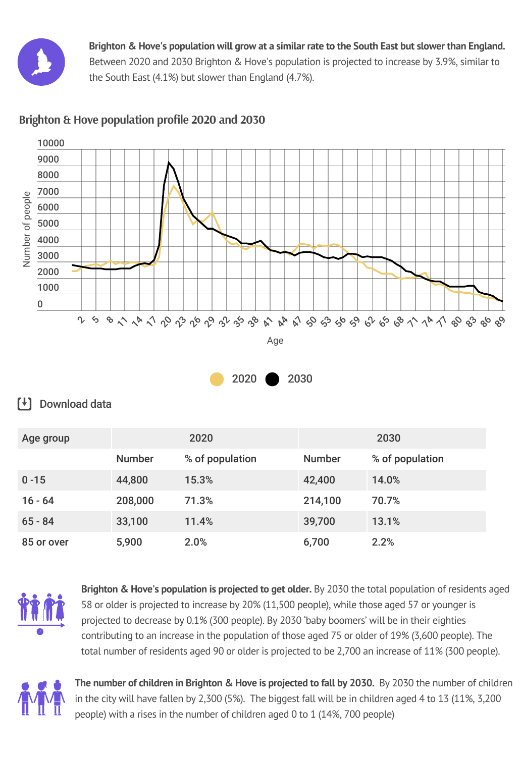**Brighton & Hove's population will grow at a similar rate to the South East but slower than England.** Between 2020 and 2030 Brighton & Hove's population is projected to increase by 3.9%, similar to the South East (4.1%) but slower than England (4.7%).

## Brighton & Hove population profile 2020 and 2030

Download data

| Age group | 2020 | | 2030 | |
|---|---|---|---|---|
| | Number | % of population | Number | % of population |
| 0 -15 | 44,800 | 15.3% | 42,400 | 14.0% |
| 16 - 64 | 208,000 | 71.3% | 214,100 | 70.7% |
| 65 - 84 | 33,100 | 11.4% | 39,700 | 13.1% |
| 85 or over | 5,900 | 2.0% | 6,700 | 2.2% |

**Brighton & Hove's population is projected to get older.** By 2030 the total population of residents aged 58 or older is projected to increase by 20% (11,500 people), while those aged 57 or younger is projected to decrease by 0.1% (300 people). By 2030 'baby boomers' will be in their eighties contributing to an increase in the population of those aged 75 or older of 19% (3,600 people). The total number of residents aged 90 or older is projected to be 2,700 an increase of 11% (300 people).

**The number of children in Brighton & Hove is projected to fall by 2030.** By 2030 the number of children in the city will have fallen by 2,300 (5%). The biggest fall will be in children aged 4 to 13 (11%, 3,200 people) with a rises in the number of children aged 0 to 1 (14%, 700 people)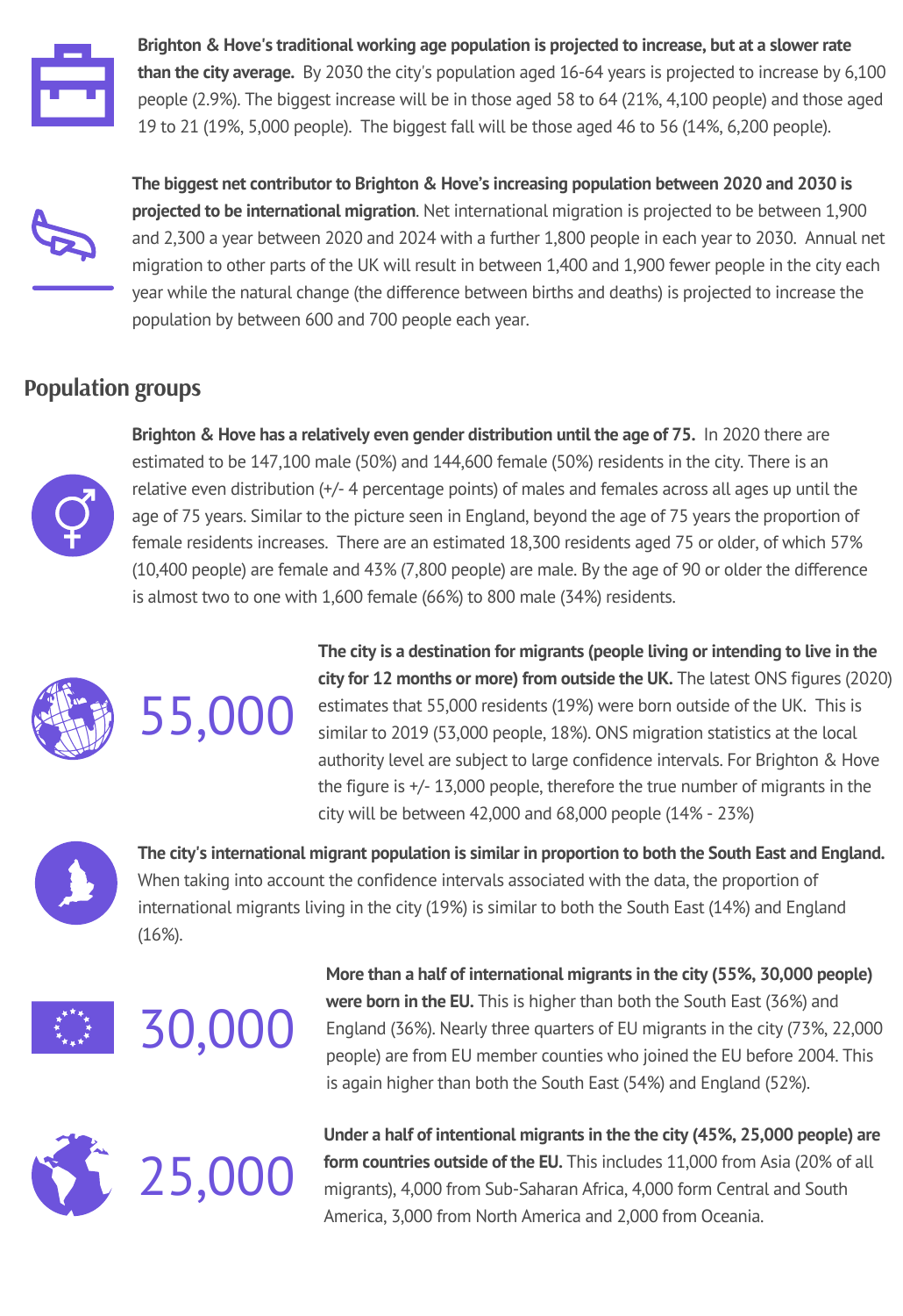**Brighton & Hove's traditional working age population is projected to increase, but at a slower rate than the city average.** By 2030 the city's population aged 16-64 years is projected to increase by 6,100 people (2.9%). The biggest increase will be in those aged 58 to 64 (21%, 4,100 people) and those aged 19 to 21 (19%, 5,000 people). The biggest fall will be those aged 46 to 56 (14%, 6,200 people).

**The biggest net contributor to Brighton & Hove's increasing population between 2020 and 2030 is projected to be international migration**. Net international migration is projected to be between 1,900 and 2,300 a year between 2020 and 2024 with a further 1,800 people in each year to 2030. Annual net migration to other parts of the UK will result in between 1,400 and 1,900 fewer people in the city each year while the natural change (the difference between births and deaths) is projected to increase the population by between 600 and 700 people each year.

## Population groups

**Brighton & Hove has a relatively even gender distribution until the age of 75.** In 2020 there are estimated to be 147,100 male (50%) and 144,600 female (50%) residents in the city. There is an relative even distribution (+/- 4 percentage points) of males and females across all ages up until the age of 75 years. Similar to the picture seen in England, beyond the age of 75 years the proportion of female residents increases. There are an estimated 18,300 residents aged 75 or older, of which 57% (10,400 people) are female and 43% (7,800 people) are male. By the age of 90 or older the difference is almost two to one with 1,600 female (66%) to 800 male (34%) residents.

55,000

**The city is a destination for migrants (people living or intending to live in the city for 12 months or more) from outside the UK.** The latest ONS figures (2020) estimates that 55,000 residents (19%) were born outside of the UK. This is similar to 2019 (53,000 people, 18%). ONS migration statistics at the local authority level are subject to large confidence intervals. For Brighton & Hove the figure is +/- 13,000 people, therefore the true number of migrants in the city will be between 42,000 and 68,000 people (14% - 23%)

**The city's international migrant population is similar in proportion to both the South East and England.** When taking into account the confidence intervals associated with the data, the proportion of international migrants living in the city (19%) is similar to both the South East (14%) and England (16%).

30,000

**More than a half of international migrants in the city (55%, 30,000 people) were born in the EU.** This is higher than both the South East (36%) and England (36%). Nearly three quarters of EU migrants in the city (73%, 22,000 people) are from EU member counties who joined the EU before 2004. This is again higher than both the South East (54%) and England (52%).

25,000

**Under a half of intentional migrants in the the city (45%, 25,000 people) are form countries outside of the EU.** This includes 11,000 from Asia (20% of all migrants), 4,000 from Sub-Saharan Africa, 4,000 form Central and South America, 3,000 from North America and 2,000 from Oceania.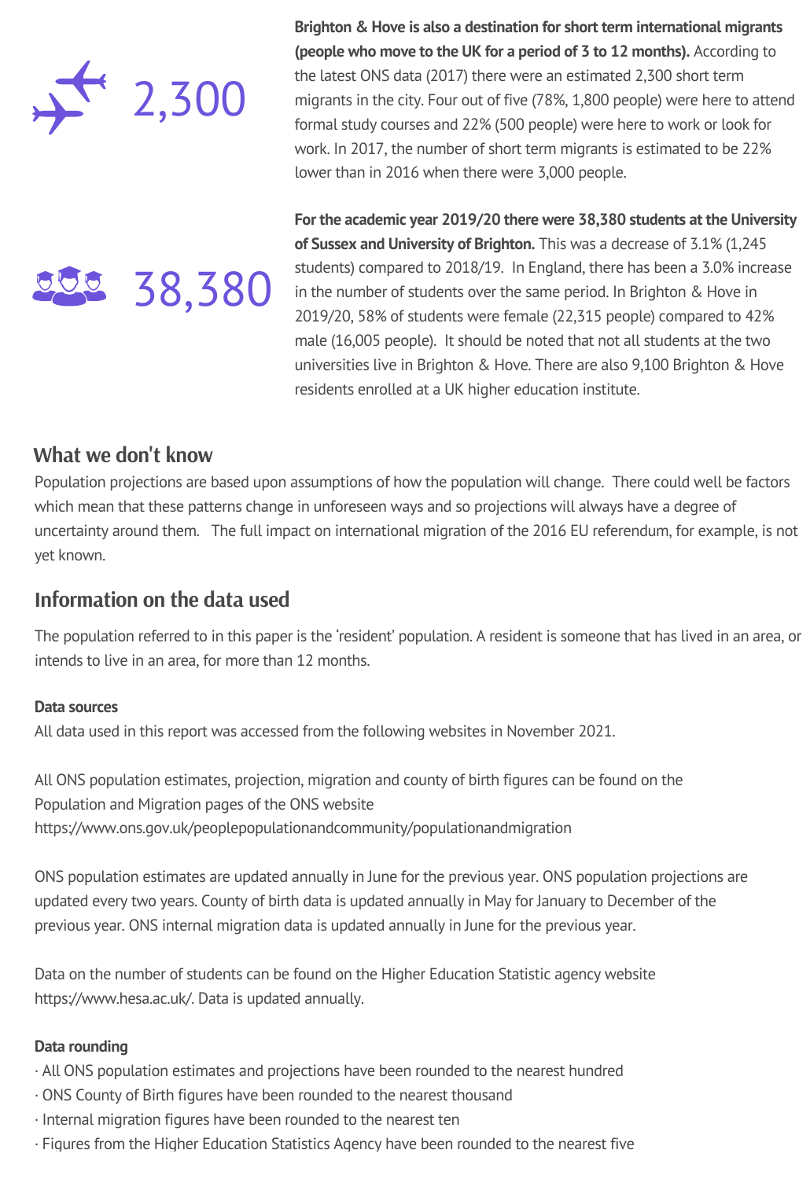2,300

**Brighton & Hove is also a destination for short term international migrants (people who move to the UK for a period of 3 to 12 months).** According to the latest ONS data (2017) there were an estimated 2,300 short term migrants in the city. Four out of five (78%, 1,800 people) were here to attend formal study courses and 22% (500 people) were here to work or look for work. In 2017, the number of short term migrants is estimated to be 22% lower than in 2016 when there were 3,000 people.

38,380

**For the academic year 2019/20 there were 38,380 students at the University of Sussex and University of Brighton.** This was a decrease of 3.1% (1,245 students) compared to 2018/19. In England, there has been a 3.0% increase in the number of students over the same period. In Brighton & Hove in 2019/20, 58% of students were female (22,315 people) compared to 42% male (16,005 people). It should be noted that not all students at the two universities live in Brighton & Hove. There are also 9,100 Brighton & Hove residents enrolled at a UK higher education institute.

## What we don't know

Population projections are based upon assumptions of how the population will change. There could well be factors which mean that these patterns change in unforeseen ways and so projections will always have a degree of uncertainty around them. The full impact on international migration of the 2016 EU referendum, for example, is not yet known.

## Information on the data used

The population referred to in this paper is the 'resident' population. A resident is someone that has lived in an area, or intends to live in an area, for more than 12 months.

**Data sources**

All data used in this report was accessed from the following websites in November 2021.

All ONS population estimates, projection, migration and county of birth figures can be found on the Population and Migration pages of the ONS website https://www.ons.gov.uk/peoplepopulationandcommunity/populationandmigration

ONS population estimates are updated annually in June for the previous year. ONS population projections are updated every two years. County of birth data is updated annually in May for January to December of the previous year. ONS internal migration data is updated annually in June for the previous year.

Data on the number of students can be found on the Higher Education Statistic agency website https://www.hesa.ac.uk/. Data is updated annually.

**Data rounding**

- All ONS population estimates and projections have been rounded to the nearest hundred
- ONS County of Birth figures have been rounded to the nearest thousand
- Internal migration figures have been rounded to the nearest ten
- Figures from the Higher Education Statistics Agency have been rounded to the nearest five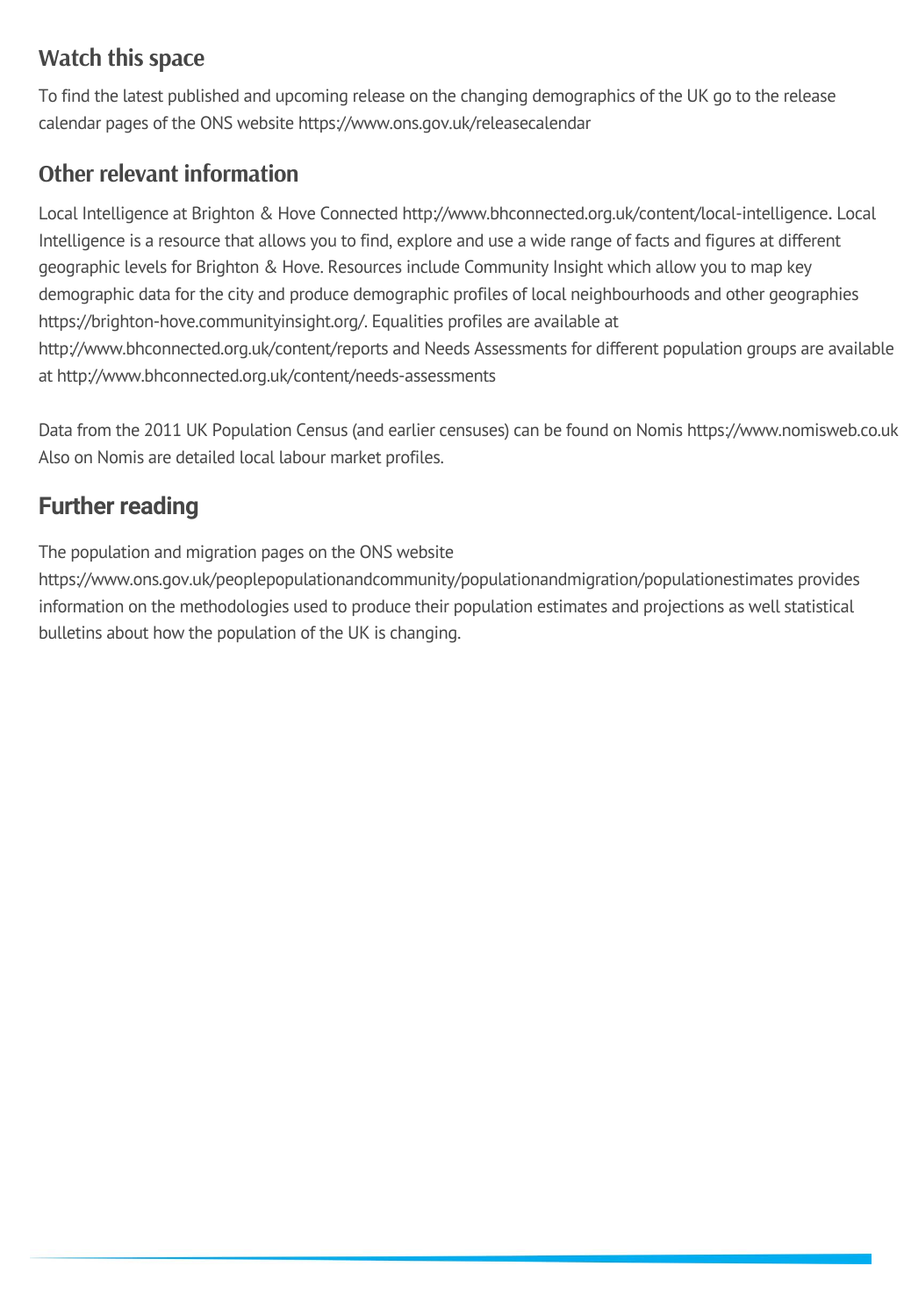## Watch this space

To find the latest published and upcoming release on the changing demographics of the UK go to the release calendar pages of the ONS website https://www.ons.gov.uk/releasecalendar

## Other relevant information

Local Intelligence at Brighton & Hove Connected http://www.bhconnected.org.uk/content/local-intelligence. Local Intelligence is a resource that allows you to find, explore and use a wide range of facts and figures at different geographic levels for Brighton & Hove. Resources include Community Insight which allow you to map key demographic data for the city and produce demographic profiles of local neighbourhoods and other geographies https://brighton-hove.communityinsight.org/. Equalities profiles are available at http://www.bhconnected.org.uk/content/reports and Needs Assessments for different population groups are available at http://www.bhconnected.org.uk/content/needs-assessments

Data from the 2011 UK Population Census (and earlier censuses) can be found on Nomis https://www.nomisweb.co.uk Also on Nomis are detailed local labour market profiles.

## Further reading

The population and migration pages on the ONS website https://www.ons.gov.uk/peoplepopulationandcommunity/populationandmigration/populationestimates provides information on the methodologies used to produce their population estimates and projections as well statistical bulletins about how the population of the UK is changing.